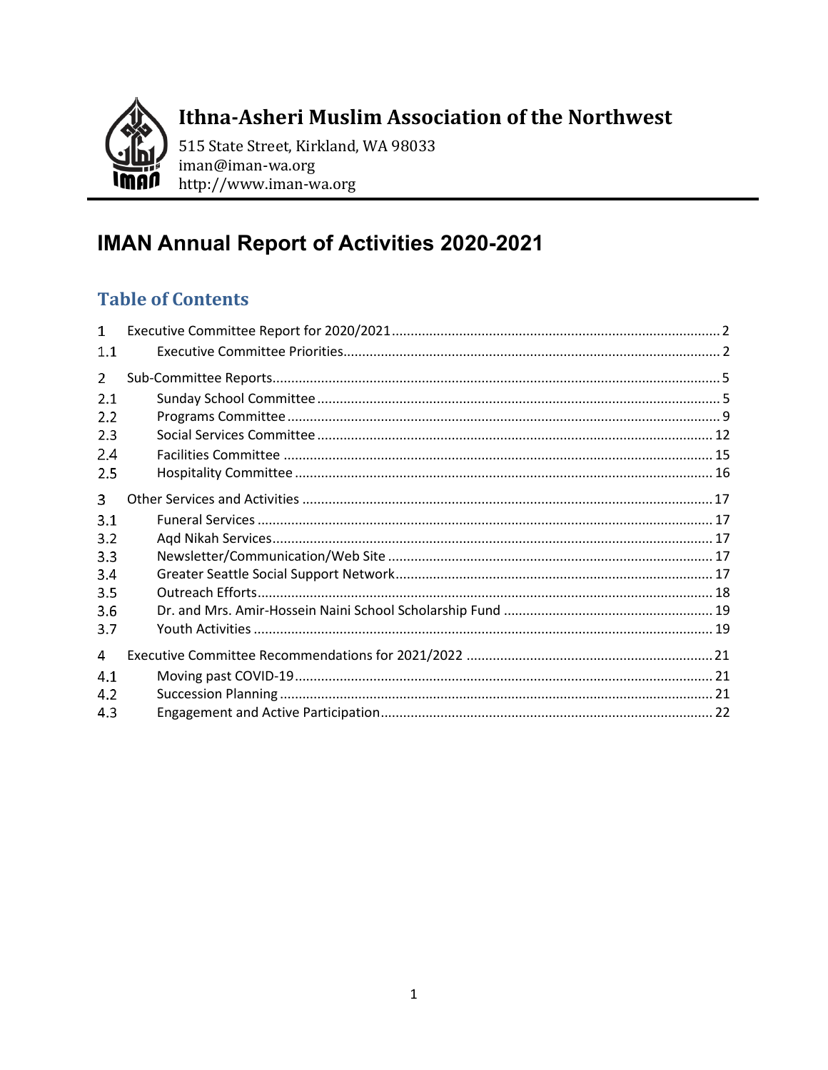# Ithna-Asheri Muslim Association of the Northwest

515 State Street, Kirkland, WA 98033
iman@iman-wa.org
http://www.iman-wa.org

# IMAN Annual Report of Activities 2020-2021

## Table of Contents

1 Executive Committee Report for 2020/2021 ..... 2
1.1 Executive Committee Priorities ..... 2
2 Sub-Committee Reports ..... 5
2.1 Sunday School Committee ..... 5
2.2 Programs Committee ..... 9
2.3 Social Services Committee ..... 12
2.4 Facilities Committee ..... 15
2.5 Hospitality Committee ..... 16
3 Other Services and Activities ..... 17
3.1 Funeral Services ..... 17
3.2 Aqd Nikah Services ..... 17
3.3 Newsletter/Communication/Web Site ..... 17
3.4 Greater Seattle Social Support Network ..... 17
3.5 Outreach Efforts ..... 18
3.6 Dr. and Mrs. Amir-Hossein Naini School Scholarship Fund ..... 19
3.7 Youth Activities ..... 19
4 Executive Committee Recommendations for 2021/2022 ..... 21
4.1 Moving past COVID-19 ..... 21
4.2 Succession Planning ..... 21
4.3 Engagement and Active Participation ..... 22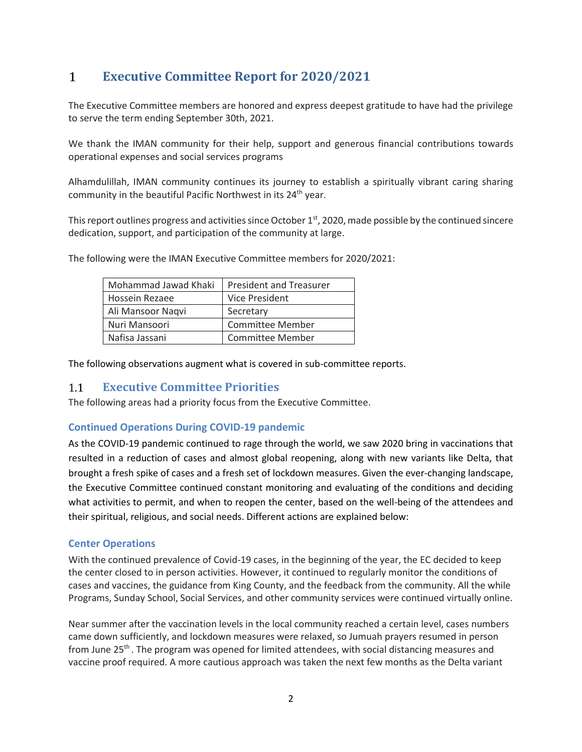# 1 Executive Committee Report for 2020/2021

The Executive Committee members are honored and express deepest gratitude to have had the privilege to serve the term ending September 30th, 2021.

We thank the IMAN community for their help, support and generous financial contributions towards operational expenses and social services programs

Alhamdulillah, IMAN community continues its journey to establish a spiritually vibrant caring sharing community in the beautiful Pacific Northwest in its 24th year.

This report outlines progress and activities since October 1st, 2020, made possible by the continued sincere dedication, support, and participation of the community at large.

The following were the IMAN Executive Committee members for 2020/2021:

| Mohammad Jawad Khaki | President and Treasurer |
|---|---|
| Hossein Rezaee | Vice President |
| Ali Mansoor Naqvi | Secretary |
| Nuri Mansoori | Committee Member |
| Nafisa Jassani | Committee Member |

The following observations augment what is covered in sub-committee reports.

## 1.1 Executive Committee Priorities

The following areas had a priority focus from the Executive Committee.

### Continued Operations During COVID-19 pandemic

As the COVID-19 pandemic continued to rage through the world, we saw 2020 bring in vaccinations that resulted in a reduction of cases and almost global reopening, along with new variants like Delta, that brought a fresh spike of cases and a fresh set of lockdown measures. Given the ever-changing landscape, the Executive Committee continued constant monitoring and evaluating of the conditions and deciding what activities to permit, and when to reopen the center, based on the well-being of the attendees and their spiritual, religious, and social needs. Different actions are explained below:

### Center Operations

With the continued prevalence of Covid-19 cases, in the beginning of the year, the EC decided to keep the center closed to in person activities. However, it continued to regularly monitor the conditions of cases and vaccines, the guidance from King County, and the feedback from the community. All the while Programs, Sunday School, Social Services, and other community services were continued virtually online.

Near summer after the vaccination levels in the local community reached a certain level, cases numbers came down sufficiently, and lockdown measures were relaxed, so Jumuah prayers resumed in person from June 25th . The program was opened for limited attendees, with social distancing measures and vaccine proof required. A more cautious approach was taken the next few months as the Delta variant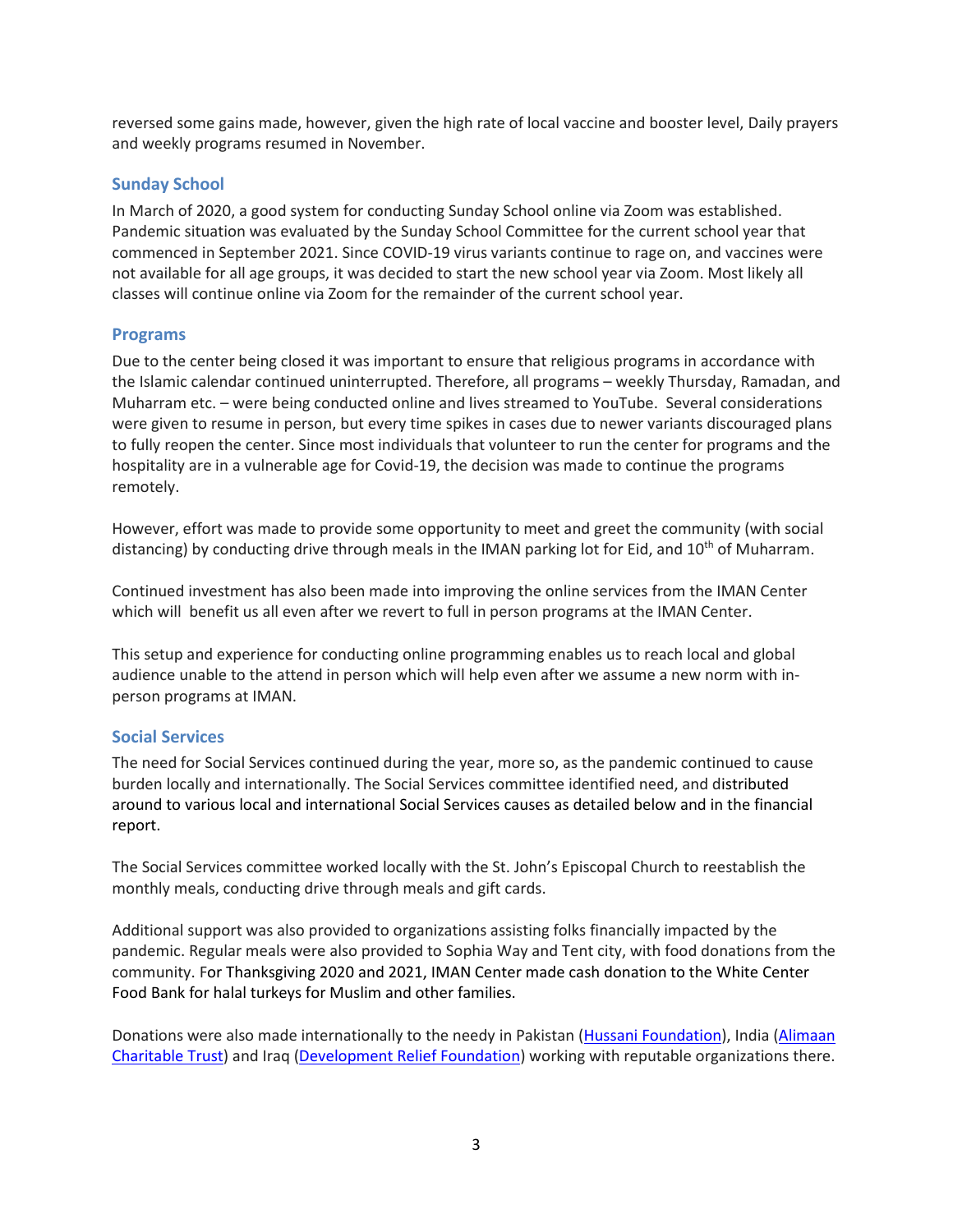reversed some gains made, however, given the high rate of local vaccine and booster level, Daily prayers and weekly programs resumed in November.

### Sunday School

In March of 2020, a good system for conducting Sunday School online via Zoom was established. Pandemic situation was evaluated by the Sunday School Committee for the current school year that commenced in September 2021. Since COVID-19 virus variants continue to rage on, and vaccines were not available for all age groups, it was decided to start the new school year via Zoom. Most likely all classes will continue online via Zoom for the remainder of the current school year.

### Programs

Due to the center being closed it was important to ensure that religious programs in accordance with the Islamic calendar continued uninterrupted. Therefore, all programs – weekly Thursday, Ramadan, and Muharram etc. – were being conducted online and lives streamed to YouTube. Several considerations were given to resume in person, but every time spikes in cases due to newer variants discouraged plans to fully reopen the center. Since most individuals that volunteer to run the center for programs and the hospitality are in a vulnerable age for Covid-19, the decision was made to continue the programs remotely.

However, effort was made to provide some opportunity to meet and greet the community (with social distancing) by conducting drive through meals in the IMAN parking lot for Eid, and 10th of Muharram.

Continued investment has also been made into improving the online services from the IMAN Center which will benefit us all even after we revert to full in person programs at the IMAN Center.

This setup and experience for conducting online programming enables us to reach local and global audience unable to the attend in person which will help even after we assume a new norm with in-person programs at IMAN.

### Social Services

The need for Social Services continued during the year, more so, as the pandemic continued to cause burden locally and internationally. The Social Services committee identified need, and distributed around to various local and international Social Services causes as detailed below and in the financial report.

The Social Services committee worked locally with the St. John's Episcopal Church to reestablish the monthly meals, conducting drive through meals and gift cards.

Additional support was also provided to organizations assisting folks financially impacted by the pandemic. Regular meals were also provided to Sophia Way and Tent city, with food donations from the community. For Thanksgiving 2020 and 2021, IMAN Center made cash donation to the White Center Food Bank for halal turkeys for Muslim and other families.

Donations were also made internationally to the needy in Pakistan (Hussani Foundation), India (Alimaan Charitable Trust) and Iraq (Development Relief Foundation) working with reputable organizations there.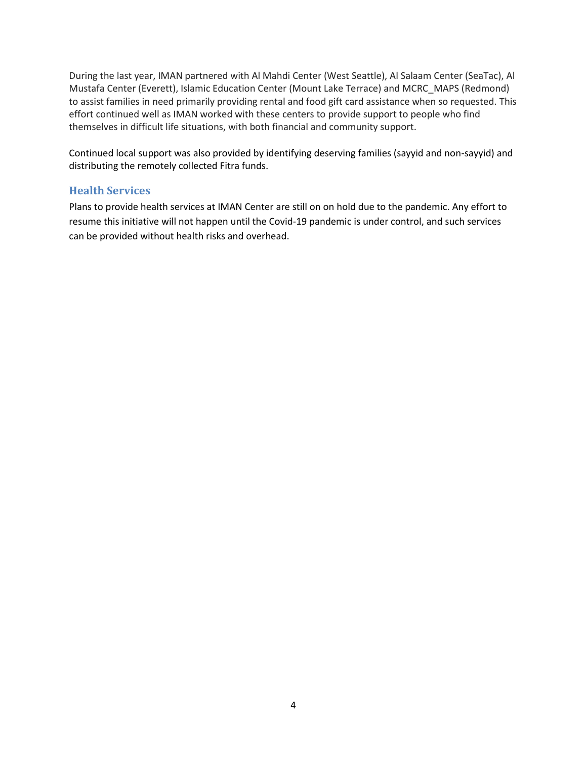During the last year, IMAN partnered with Al Mahdi Center (West Seattle), Al Salaam Center (SeaTac), Al Mustafa Center (Everett), Islamic Education Center (Mount Lake Terrace) and MCRC_MAPS (Redmond) to assist families in need primarily providing rental and food gift card assistance when so requested. This effort continued well as IMAN worked with these centers to provide support to people who find themselves in difficult life situations, with both financial and community support.

Continued local support was also provided by identifying deserving families (sayyid and non-sayyid) and distributing the remotely collected Fitra funds.

## Health Services

Plans to provide health services at IMAN Center are still on on hold due to the pandemic. Any effort to resume this initiative will not happen until the Covid-19 pandemic is under control, and such services can be provided without health risks and overhead.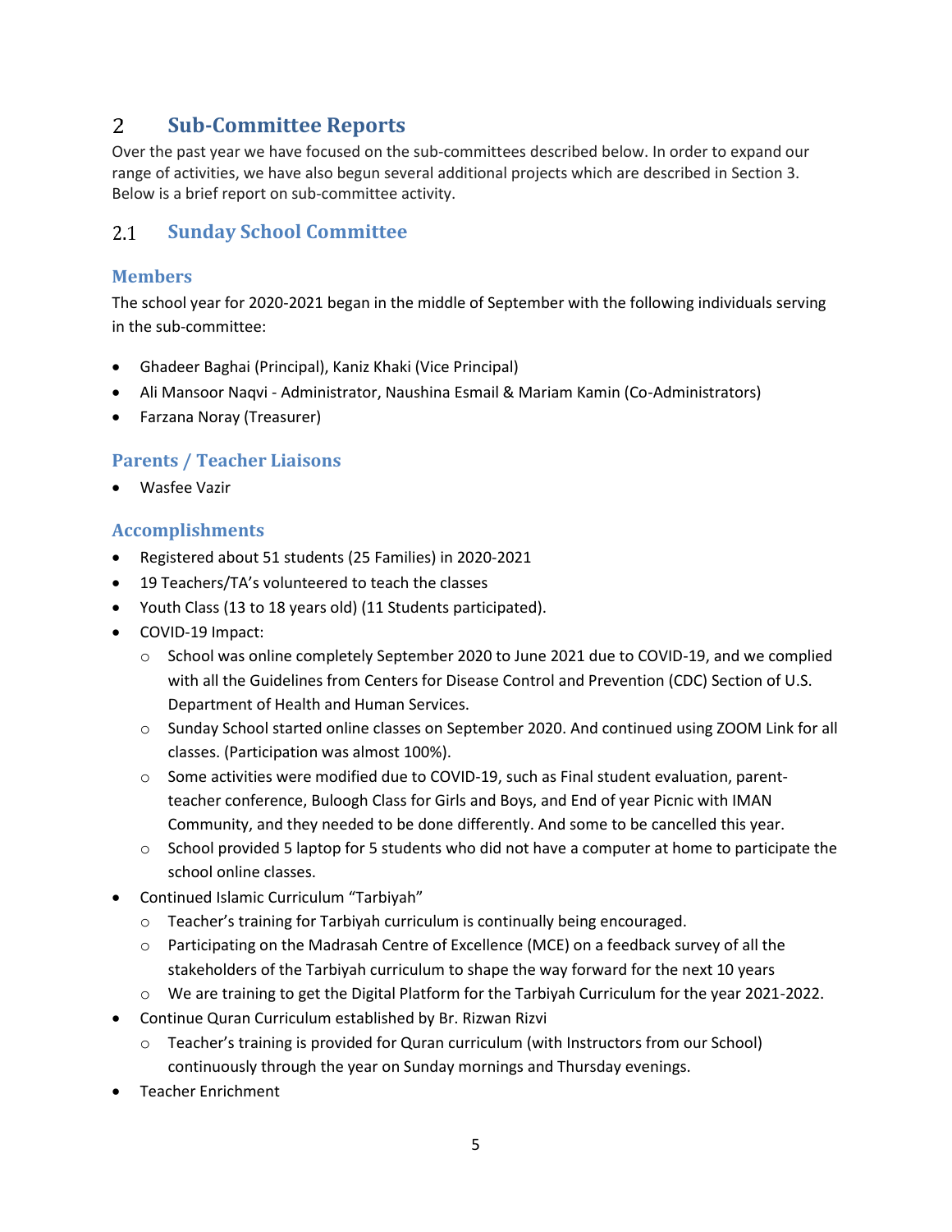# 2 Sub-Committee Reports

Over the past year we have focused on the sub-committees described below. In order to expand our range of activities, we have also begun several additional projects which are described in Section 3. Below is a brief report on sub-committee activity.

## 2.1 Sunday School Committee

### Members

The school year for 2020-2021 began in the middle of September with the following individuals serving in the sub-committee:

- Ghadeer Baghai (Principal), Kaniz Khaki (Vice Principal)
- Ali Mansoor Naqvi - Administrator, Naushina Esmail & Mariam Kamin (Co-Administrators)
- Farzana Noray (Treasurer)

### Parents / Teacher Liaisons

- Wasfee Vazir

### Accomplishments

- Registered about 51 students (25 Families) in 2020-2021
- 19 Teachers/TA's volunteered to teach the classes
- Youth Class (13 to 18 years old) (11 Students participated).
- COVID-19 Impact:
  - School was online completely September 2020 to June 2021 due to COVID-19, and we complied with all the Guidelines from Centers for Disease Control and Prevention (CDC) Section of U.S. Department of Health and Human Services.
  - Sunday School started online classes on September 2020. And continued using ZOOM Link for all classes. (Participation was almost 100%).
  - Some activities were modified due to COVID-19, such as Final student evaluation, parent-teacher conference, Buloogh Class for Girls and Boys, and End of year Picnic with IMAN Community, and they needed to be done differently. And some to be cancelled this year.
  - School provided 5 laptop for 5 students who did not have a computer at home to participate the school online classes.
- Continued Islamic Curriculum "Tarbiyah"
  - Teacher's training for Tarbiyah curriculum is continually being encouraged.
  - Participating on the Madrasah Centre of Excellence (MCE) on a feedback survey of all the stakeholders of the Tarbiyah curriculum to shape the way forward for the next 10 years
  - We are training to get the Digital Platform for the Tarbiyah Curriculum for the year 2021-2022.
- Continue Quran Curriculum established by Br. Rizwan Rizvi
  - Teacher's training is provided for Quran curriculum (with Instructors from our School) continuously through the year on Sunday mornings and Thursday evenings.
- Teacher Enrichment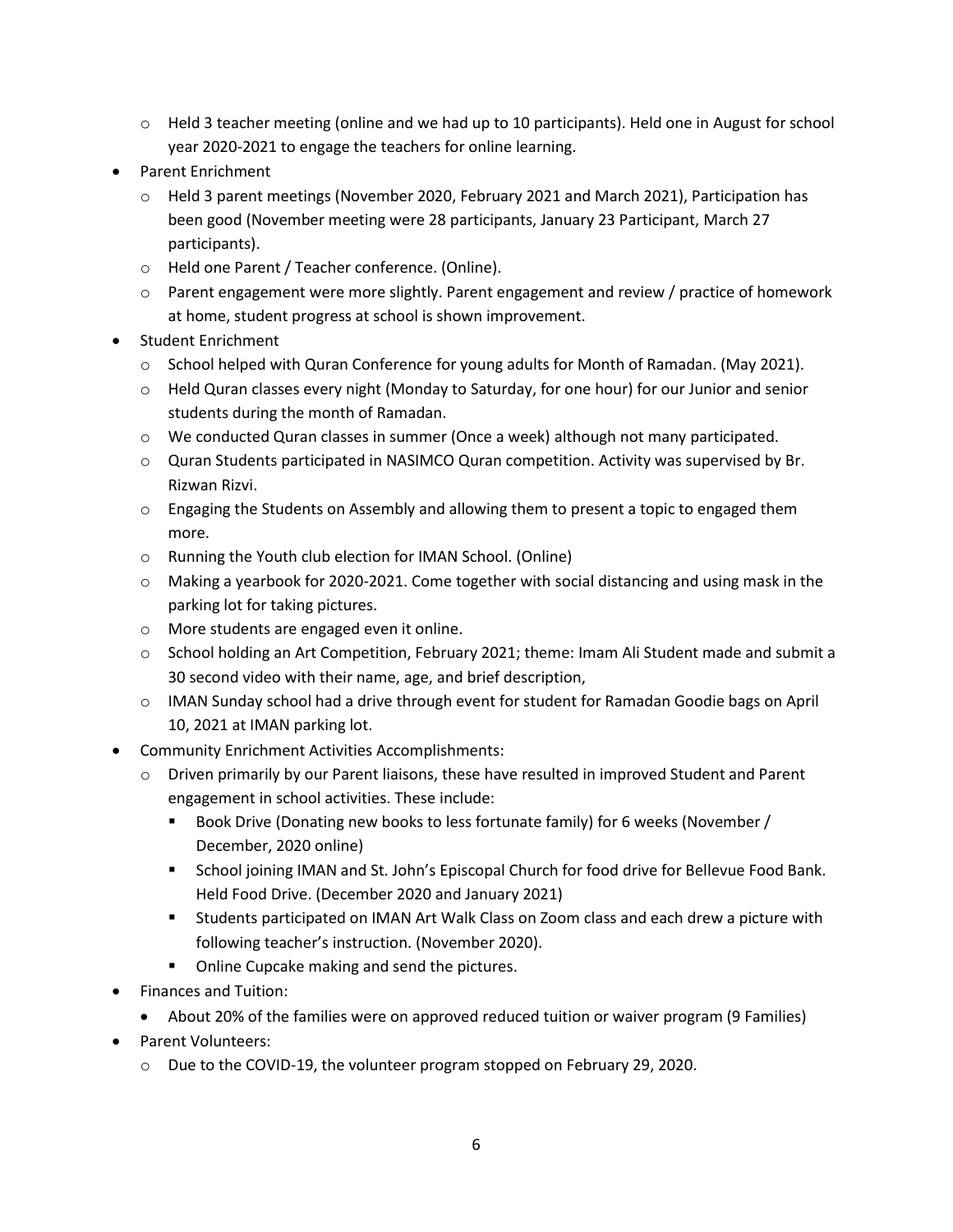- Held 3 teacher meeting (online and we had up to 10 participants). Held one in August for school year 2020-2021 to engage the teachers for online learning.
- Parent Enrichment
  - Held 3 parent meetings (November 2020, February 2021 and March 2021), Participation has been good (November meeting were 28 participants, January 23 Participant, March 27 participants).
  - Held one Parent / Teacher conference. (Online).
  - Parent engagement were more slightly. Parent engagement and review / practice of homework at home, student progress at school is shown improvement.
- Student Enrichment
  - School helped with Quran Conference for young adults for Month of Ramadan. (May 2021).
  - Held Quran classes every night (Monday to Saturday, for one hour) for our Junior and senior students during the month of Ramadan.
  - We conducted Quran classes in summer (Once a week) although not many participated.
  - Quran Students participated in NASIMCO Quran competition. Activity was supervised by Br. Rizwan Rizvi.
  - Engaging the Students on Assembly and allowing them to present a topic to engaged them more.
  - Running the Youth club election for IMAN School. (Online)
  - Making a yearbook for 2020-2021. Come together with social distancing and using mask in the parking lot for taking pictures.
  - More students are engaged even it online.
  - School holding an Art Competition, February 2021; theme: Imam Ali Student made and submit a 30 second video with their name, age, and brief description,
  - IMAN Sunday school had a drive through event for student for Ramadan Goodie bags on April 10, 2021 at IMAN parking lot.
- Community Enrichment Activities Accomplishments:
  - Driven primarily by our Parent liaisons, these have resulted in improved Student and Parent engagement in school activities. These include:
    - Book Drive (Donating new books to less fortunate family) for 6 weeks (November / December, 2020 online)
    - School joining IMAN and St. John's Episcopal Church for food drive for Bellevue Food Bank. Held Food Drive. (December 2020 and January 2021)
    - Students participated on IMAN Art Walk Class on Zoom class and each drew a picture with following teacher's instruction. (November 2020).
    - Online Cupcake making and send the pictures.
- Finances and Tuition:
  - About 20% of the families were on approved reduced tuition or waiver program (9 Families)
- Parent Volunteers:
  - Due to the COVID-19, the volunteer program stopped on February 29, 2020.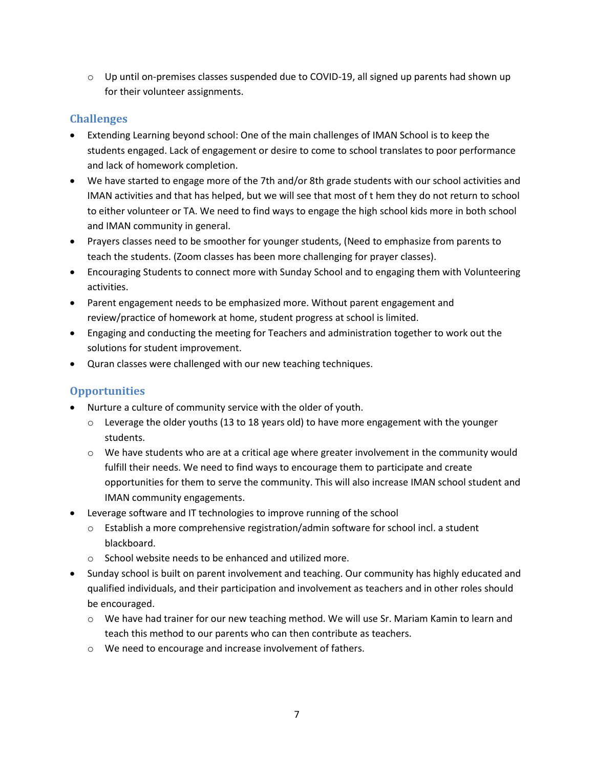- Up until on-premises classes suspended due to COVID-19, all signed up parents had shown up for their volunteer assignments.

## Challenges

- Extending Learning beyond school: One of the main challenges of IMAN School is to keep the students engaged. Lack of engagement or desire to come to school translates to poor performance and lack of homework completion.
- We have started to engage more of the 7th and/or 8th grade students with our school activities and IMAN activities and that has helped, but we will see that most of t hem they do not return to school to either volunteer or TA. We need to find ways to engage the high school kids more in both school and IMAN community in general.
- Prayers classes need to be smoother for younger students, (Need to emphasize from parents to teach the students. (Zoom classes has been more challenging for prayer classes).
- Encouraging Students to connect more with Sunday School and to engaging them with Volunteering activities.
- Parent engagement needs to be emphasized more. Without parent engagement and review/practice of homework at home, student progress at school is limited.
- Engaging and conducting the meeting for Teachers and administration together to work out the solutions for student improvement.
- Quran classes were challenged with our new teaching techniques.

## Opportunities

- Nurture a culture of community service with the older of youth.
  - Leverage the older youths (13 to 18 years old) to have more engagement with the younger students.
  - We have students who are at a critical age where greater involvement in the community would fulfill their needs. We need to find ways to encourage them to participate and create opportunities for them to serve the community. This will also increase IMAN school student and IMAN community engagements.
- Leverage software and IT technologies to improve running of the school
  - Establish a more comprehensive registration/admin software for school incl. a student blackboard.
  - School website needs to be enhanced and utilized more.
- Sunday school is built on parent involvement and teaching. Our community has highly educated and qualified individuals, and their participation and involvement as teachers and in other roles should be encouraged.
  - We have had trainer for our new teaching method. We will use Sr. Mariam Kamin to learn and teach this method to our parents who can then contribute as teachers.
  - We need to encourage and increase involvement of fathers.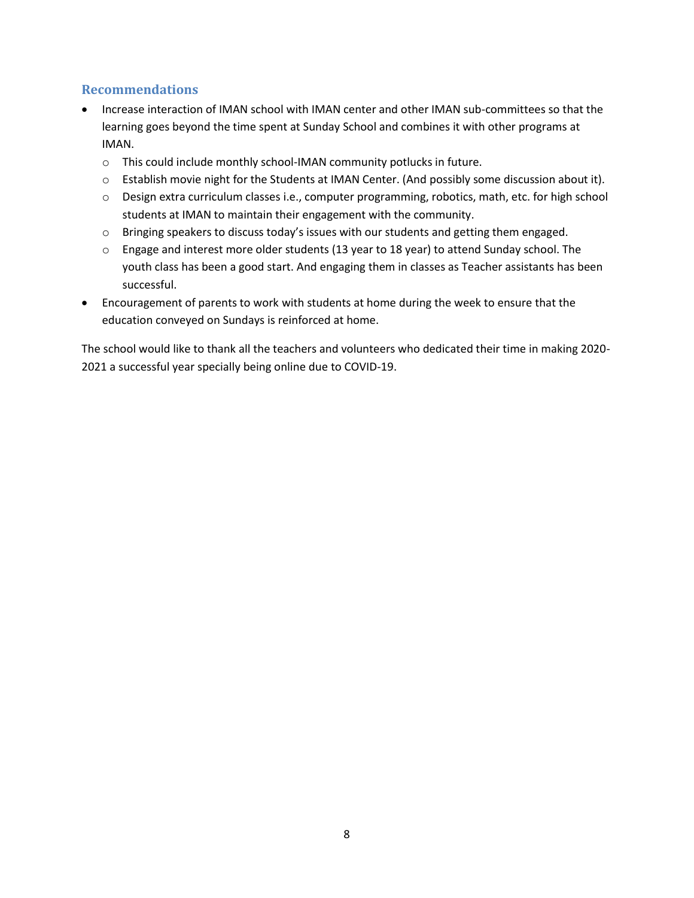## Recommendations

- Increase interaction of IMAN school with IMAN center and other IMAN sub-committees so that the learning goes beyond the time spent at Sunday School and combines it with other programs at IMAN.
  - This could include monthly school-IMAN community potlucks in future.
  - Establish movie night for the Students at IMAN Center. (And possibly some discussion about it).
  - Design extra curriculum classes i.e., computer programming, robotics, math, etc. for high school students at IMAN to maintain their engagement with the community.
  - Bringing speakers to discuss today's issues with our students and getting them engaged.
  - Engage and interest more older students (13 year to 18 year) to attend Sunday school. The youth class has been a good start. And engaging them in classes as Teacher assistants has been successful.
- Encouragement of parents to work with students at home during the week to ensure that the education conveyed on Sundays is reinforced at home.

The school would like to thank all the teachers and volunteers who dedicated their time in making 2020-2021 a successful year specially being online due to COVID-19.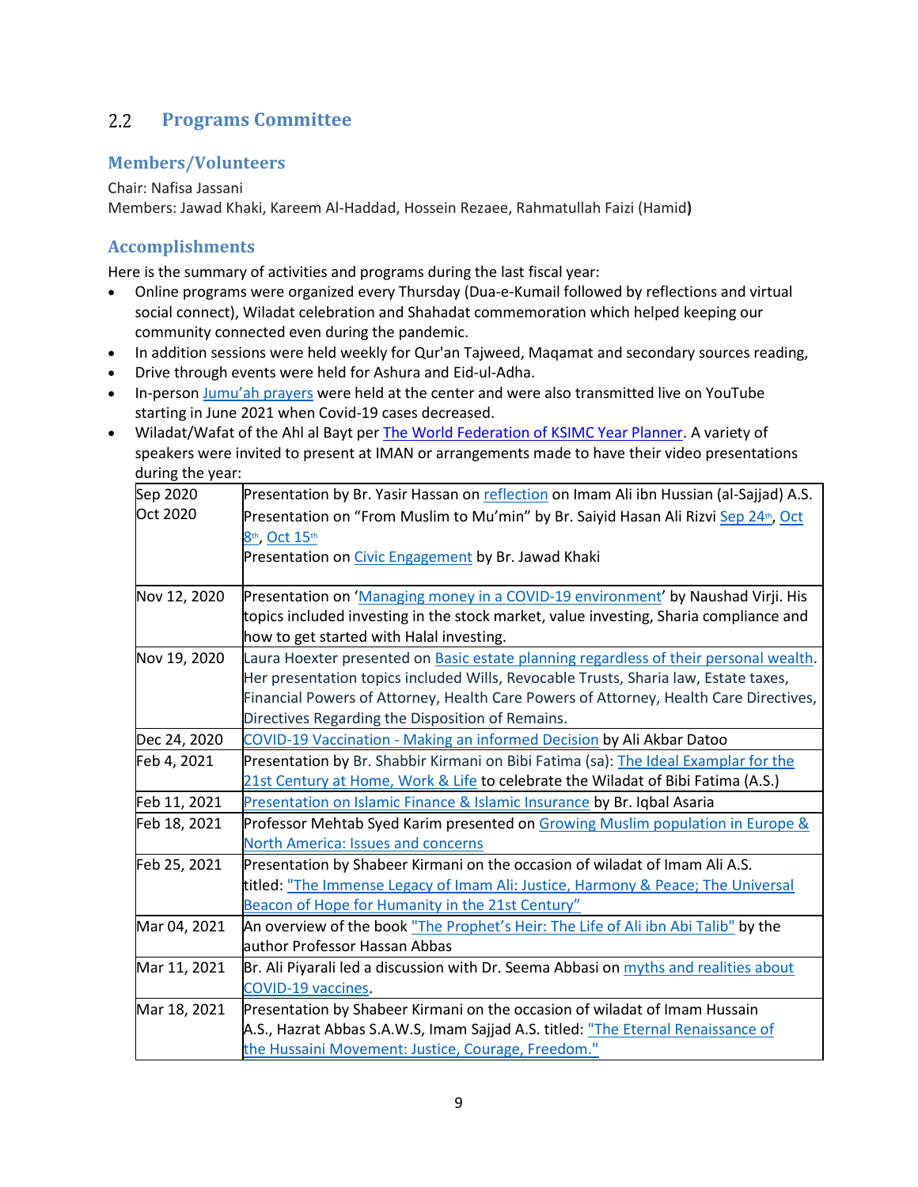## 2.2 Programs Committee

### Members/Volunteers

Chair: Nafisa Jassani
Members: Jawad Khaki, Kareem Al-Haddad, Hossein Rezaee, Rahmatullah Faizi (Hamid**)**

### Accomplishments

Here is the summary of activities and programs during the last fiscal year:

- Online programs were organized every Thursday (Dua-e-Kumail followed by reflections and virtual social connect), Wiladat celebration and Shahadat commemoration which helped keeping our community connected even during the pandemic.
- In addition sessions were held weekly for Qur'an Tajweed, Maqamat and secondary sources reading,
- Drive through events were held for Ashura and Eid-ul-Adha.
- In-person Jumu'ah prayers were held at the center and were also transmitted live on YouTube starting in June 2021 when Covid-19 cases decreased.
- Wiladat/Wafat of the Ahl al Bayt per The World Federation of KSIMC Year Planner. A variety of speakers were invited to present at IMAN or arrangements made to have their video presentations during the year:

| | |
|---|---|
| Sep 2020<br>Oct 2020 | Presentation by Br. Yasir Hassan on reflection on Imam Ali ibn Hussian (al-Sajjad) A.S.<br>Presentation on "From Muslim to Mu'min" by Br. Saiyid Hasan Ali Rizvi Sep 24th, Oct 8th, Oct 15th<br>Presentation on Civic Engagement by Br. Jawad Khaki |
| Nov 12, 2020 | Presentation on 'Managing money in a COVID-19 environment' by Naushad Virji. His topics included investing in the stock market, value investing, Sharia compliance and how to get started with Halal investing. |
| Nov 19, 2020 | Laura Hoexter presented on Basic estate planning regardless of their personal wealth. Her presentation topics included Wills, Revocable Trusts, Sharia law, Estate taxes, Financial Powers of Attorney, Health Care Powers of Attorney, Health Care Directives, Directives Regarding the Disposition of Remains. |
| Dec 24, 2020 | COVID-19 Vaccination - Making an informed Decision by Ali Akbar Datoo |
| Feb 4, 2021 | Presentation by Br. Shabbir Kirmani on Bibi Fatima (sa): The Ideal Examplar for the 21st Century at Home, Work & Life to celebrate the Wiladat of Bibi Fatima (A.S.) |
| Feb 11, 2021 | Presentation on Islamic Finance & Islamic Insurance by Br. Iqbal Asaria |
| Feb 18, 2021 | Professor Mehtab Syed Karim presented on Growing Muslim population in Europe & North America: Issues and concerns |
| Feb 25, 2021 | Presentation by Shabeer Kirmani on the occasion of wiladat of Imam Ali A.S. titled: "The Immense Legacy of Imam Ali: Justice, Harmony & Peace; The Universal Beacon of Hope for Humanity in the 21st Century" |
| Mar 04, 2021 | An overview of the book "The Prophet's Heir: The Life of Ali ibn Abi Talib" by the author Professor Hassan Abbas |
| Mar 11, 2021 | Br. Ali Piyarali led a discussion with Dr. Seema Abbasi on myths and realities about COVID-19 vaccines. |
| Mar 18, 2021 | Presentation by Shabeer Kirmani on the occasion of wiladat of Imam Hussain A.S., Hazrat Abbas S.A.W.S, Imam Sajjad A.S. titled: "The Eternal Renaissance of the Hussaini Movement: Justice, Courage, Freedom." |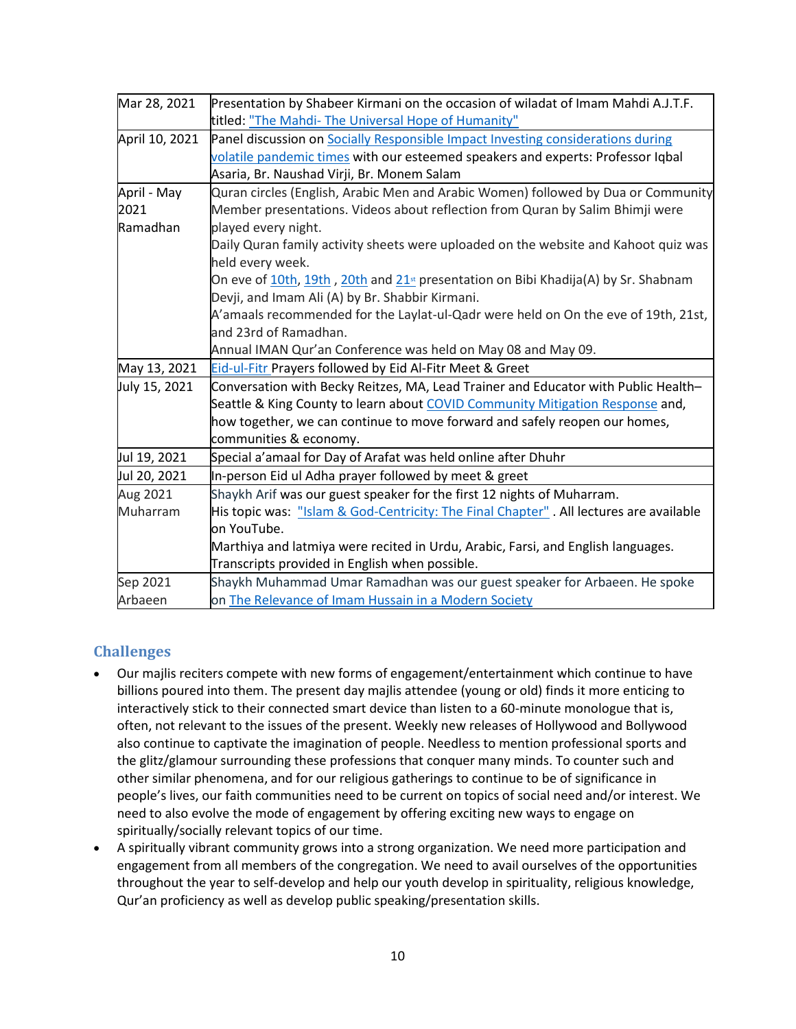| | |
|---|---|
| Mar 28, 2021 | Presentation by Shabeer Kirmani on the occasion of wiladat of Imam Mahdi A.J.T.F. titled: "The Mahdi- The Universal Hope of Humanity" |
| April 10, 2021 | Panel discussion on Socially Responsible Impact Investing considerations during volatile pandemic times with our esteemed speakers and experts: Professor Iqbal Asaria, Br. Naushad Virji, Br. Monem Salam |
| April - May 2021 Ramadhan | Quran circles (English, Arabic Men and Arabic Women) followed by Dua or Community Member presentations. Videos about reflection from Quran by Salim Bhimji were played every night.<br>Daily Quran family activity sheets were uploaded on the website and Kahoot quiz was held every week.<br>On eve of 10th, 19th , 20th and 21st presentation on Bibi Khadija(A) by Sr. Shabnam Devji, and Imam Ali (A) by Br. Shabbir Kirmani.<br>A'amaals recommended for the Laylat-ul-Qadr were held on On the eve of 19th, 21st, and 23rd of Ramadhan.<br>Annual IMAN Qur'an Conference was held on May 08 and May 09. |
| May 13, 2021 | Eid-ul-Fitr Prayers followed by Eid Al-Fitr Meet & Greet |
| July 15, 2021 | Conversation with Becky Reitzes, MA, Lead Trainer and Educator with Public Health– Seattle & King County to learn about COVID Community Mitigation Response and, how together, we can continue to move forward and safely reopen our homes, communities & economy. |
| Jul 19, 2021 | Special a'amaal for Day of Arafat was held online after Dhuhr |
| Jul 20, 2021 | In-person Eid ul Adha prayer followed by meet & greet |
| Aug 2021 Muharram | Shaykh Arif was our guest speaker for the first 12 nights of Muharram.<br>His topic was: "Islam & God-Centricity: The Final Chapter" . All lectures are available on YouTube.<br>Marthiya and latmiya were recited in Urdu, Arabic, Farsi, and English languages. Transcripts provided in English when possible. |
| Sep 2021 Arbaeen | Shaykh Muhammad Umar Ramadhan was our guest speaker for Arbaeen. He spoke on The Relevance of Imam Hussain in a Modern Society |

## Challenges

- Our majlis reciters compete with new forms of engagement/entertainment which continue to have billions poured into them. The present day majlis attendee (young or old) finds it more enticing to interactively stick to their connected smart device than listen to a 60-minute monologue that is, often, not relevant to the issues of the present. Weekly new releases of Hollywood and Bollywood also continue to captivate the imagination of people. Needless to mention professional sports and the glitz/glamour surrounding these professions that conquer many minds. To counter such and other similar phenomena, and for our religious gatherings to continue to be of significance in people's lives, our faith communities need to be current on topics of social need and/or interest. We need to also evolve the mode of engagement by offering exciting new ways to engage on spiritually/socially relevant topics of our time.
- A spiritually vibrant community grows into a strong organization. We need more participation and engagement from all members of the congregation. We need to avail ourselves of the opportunities throughout the year to self-develop and help our youth develop in spirituality, religious knowledge, Qur'an proficiency as well as develop public speaking/presentation skills.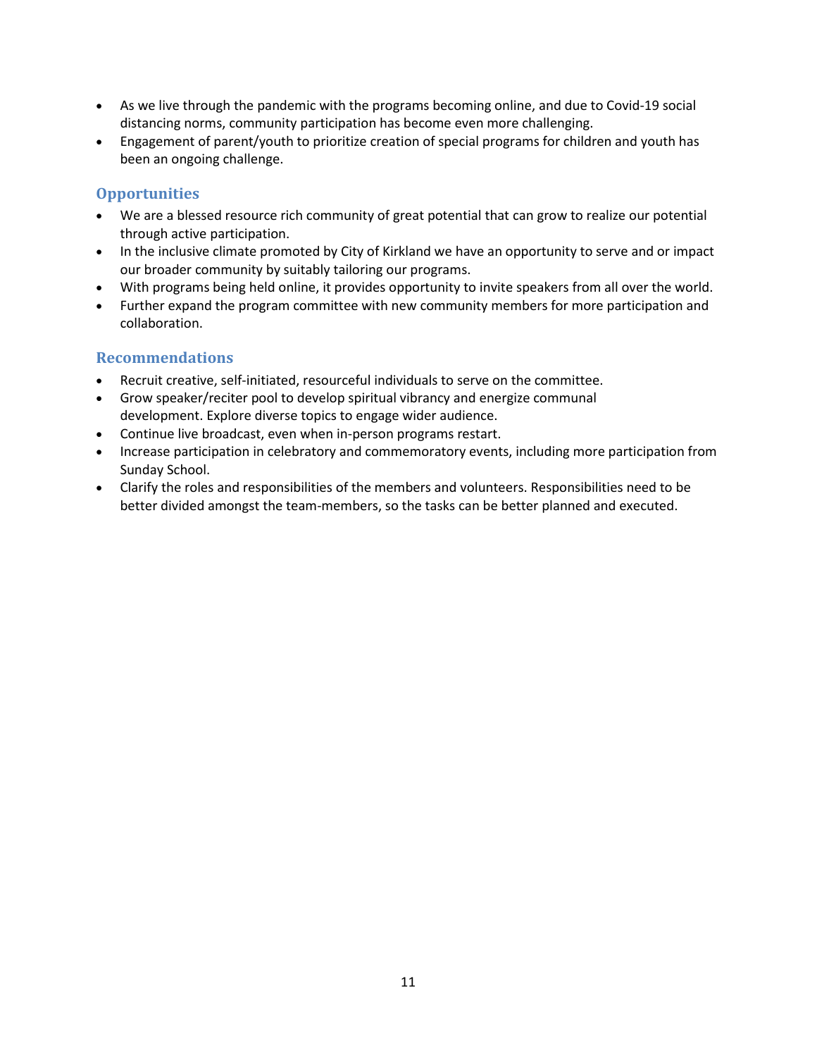- As we live through the pandemic with the programs becoming online, and due to Covid-19 social distancing norms, community participation has become even more challenging.
- Engagement of parent/youth to prioritize creation of special programs for children and youth has been an ongoing challenge.

### Opportunities

- We are a blessed resource rich community of great potential that can grow to realize our potential through active participation.
- In the inclusive climate promoted by City of Kirkland we have an opportunity to serve and or impact our broader community by suitably tailoring our programs.
- With programs being held online, it provides opportunity to invite speakers from all over the world.
- Further expand the program committee with new community members for more participation and collaboration.

### Recommendations

- Recruit creative, self-initiated, resourceful individuals to serve on the committee.
- Grow speaker/reciter pool to develop spiritual vibrancy and energize communal development. Explore diverse topics to engage wider audience.
- Continue live broadcast, even when in-person programs restart.
- Increase participation in celebratory and commemoratory events, including more participation from Sunday School.
- Clarify the roles and responsibilities of the members and volunteers. Responsibilities need to be better divided amongst the team-members, so the tasks can be better planned and executed.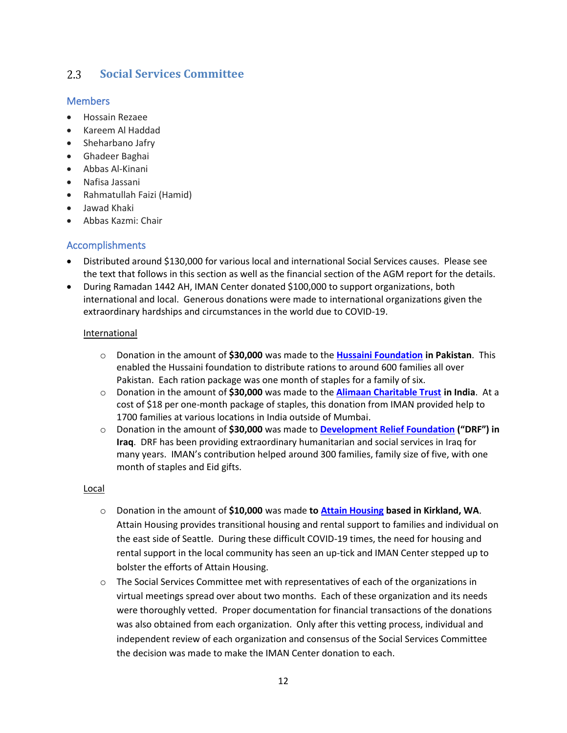## 2.3 Social Services Committee

### Members

- Hossain Rezaee
- Kareem Al Haddad
- Sheharbano Jafry
- Ghadeer Baghai
- Abbas Al-Kinani
- Nafisa Jassani
- Rahmatullah Faizi (Hamid)
- Jawad Khaki
- Abbas Kazmi: Chair

### Accomplishments

- Distributed around $130,000 for various local and international Social Services causes. Please see the text that follows in this section as well as the financial section of the AGM report for the details.
- During Ramadan 1442 AH, IMAN Center donated $100,000 to support organizations, both international and local. Generous donations were made to international organizations given the extraordinary hardships and circumstances in the world due to COVID-19.

  International

  - Donation in the amount of **$30,000** was made to the **Hussaini Foundation in Pakistan**. This enabled the Hussaini foundation to distribute rations to around 600 families all over Pakistan. Each ration package was one month of staples for a family of six.
  - Donation in the amount of **$30,000** was made to the **Alimaan Charitable Trust in India**. At a cost of $18 per one-month package of staples, this donation from IMAN provided help to 1700 families at various locations in India outside of Mumbai.
  - Donation in the amount of **$30,000** was made to **Development Relief Foundation ("DRF") in Iraq**. DRF has been providing extraordinary humanitarian and social services in Iraq for many years. IMAN's contribution helped around 300 families, family size of five, with one month of staples and Eid gifts.

  Local

  - Donation in the amount of **$10,000** was made **to Attain Housing based in Kirkland, WA**. Attain Housing provides transitional housing and rental support to families and individual on the east side of Seattle. During these difficult COVID-19 times, the need for housing and rental support in the local community has seen an up-tick and IMAN Center stepped up to bolster the efforts of Attain Housing.
  - The Social Services Committee met with representatives of each of the organizations in virtual meetings spread over about two months. Each of these organization and its needs were thoroughly vetted. Proper documentation for financial transactions of the donations was also obtained from each organization. Only after this vetting process, individual and independent review of each organization and consensus of the Social Services Committee the decision was made to make the IMAN Center donation to each.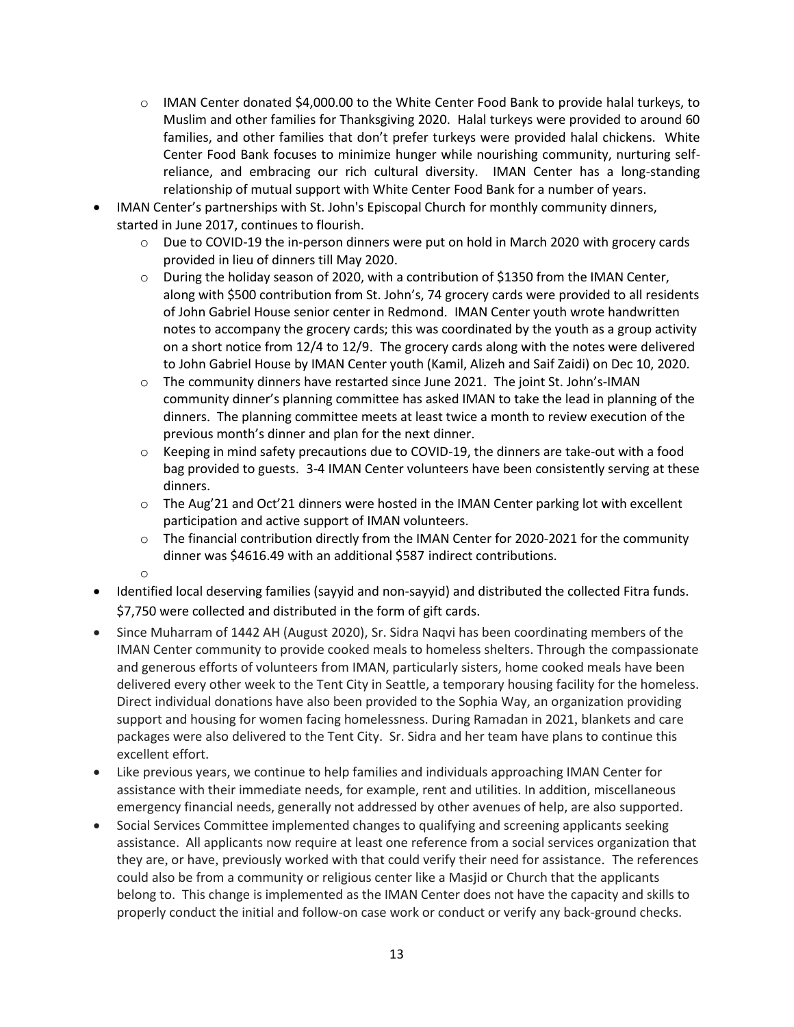- IMAN Center donated $4,000.00 to the White Center Food Bank to provide halal turkeys, to Muslim and other families for Thanksgiving 2020. Halal turkeys were provided to around 60 families, and other families that don't prefer turkeys were provided halal chickens. White Center Food Bank focuses to minimize hunger while nourishing community, nurturing self-reliance, and embracing our rich cultural diversity. IMAN Center has a long-standing relationship of mutual support with White Center Food Bank for a number of years.
- IMAN Center's partnerships with St. John's Episcopal Church for monthly community dinners, started in June 2017, continues to flourish.
    - Due to COVID-19 the in-person dinners were put on hold in March 2020 with grocery cards provided in lieu of dinners till May 2020.
    - During the holiday season of 2020, with a contribution of $1350 from the IMAN Center, along with $500 contribution from St. John's, 74 grocery cards were provided to all residents of John Gabriel House senior center in Redmond. IMAN Center youth wrote handwritten notes to accompany the grocery cards; this was coordinated by the youth as a group activity on a short notice from 12/4 to 12/9. The grocery cards along with the notes were delivered to John Gabriel House by IMAN Center youth (Kamil, Alizeh and Saif Zaidi) on Dec 10, 2020.
    - The community dinners have restarted since June 2021. The joint St. John's-IMAN community dinner's planning committee has asked IMAN to take the lead in planning of the dinners. The planning committee meets at least twice a month to review execution of the previous month's dinner and plan for the next dinner.
    - Keeping in mind safety precautions due to COVID-19, the dinners are take-out with a food bag provided to guests. 3-4 IMAN Center volunteers have been consistently serving at these dinners.
    - The Aug'21 and Oct'21 dinners were hosted in the IMAN Center parking lot with excellent participation and active support of IMAN volunteers.
    - The financial contribution directly from the IMAN Center for 2020-2021 for the community dinner was $4616.49 with an additional $587 indirect contributions.
- Identified local deserving families (sayyid and non-sayyid) and distributed the collected Fitra funds. $7,750 were collected and distributed in the form of gift cards.
- Since Muharram of 1442 AH (August 2020), Sr. Sidra Naqvi has been coordinating members of the IMAN Center community to provide cooked meals to homeless shelters. Through the compassionate and generous efforts of volunteers from IMAN, particularly sisters, home cooked meals have been delivered every other week to the Tent City in Seattle, a temporary housing facility for the homeless. Direct individual donations have also been provided to the Sophia Way, an organization providing support and housing for women facing homelessness. During Ramadan in 2021, blankets and care packages were also delivered to the Tent City. Sr. Sidra and her team have plans to continue this excellent effort.
- Like previous years, we continue to help families and individuals approaching IMAN Center for assistance with their immediate needs, for example, rent and utilities. In addition, miscellaneous emergency financial needs, generally not addressed by other avenues of help, are also supported.
- Social Services Committee implemented changes to qualifying and screening applicants seeking assistance. All applicants now require at least one reference from a social services organization that they are, or have, previously worked with that could verify their need for assistance. The references could also be from a community or religious center like a Masjid or Church that the applicants belong to. This change is implemented as the IMAN Center does not have the capacity and skills to properly conduct the initial and follow-on case work or conduct or verify any back-ground checks.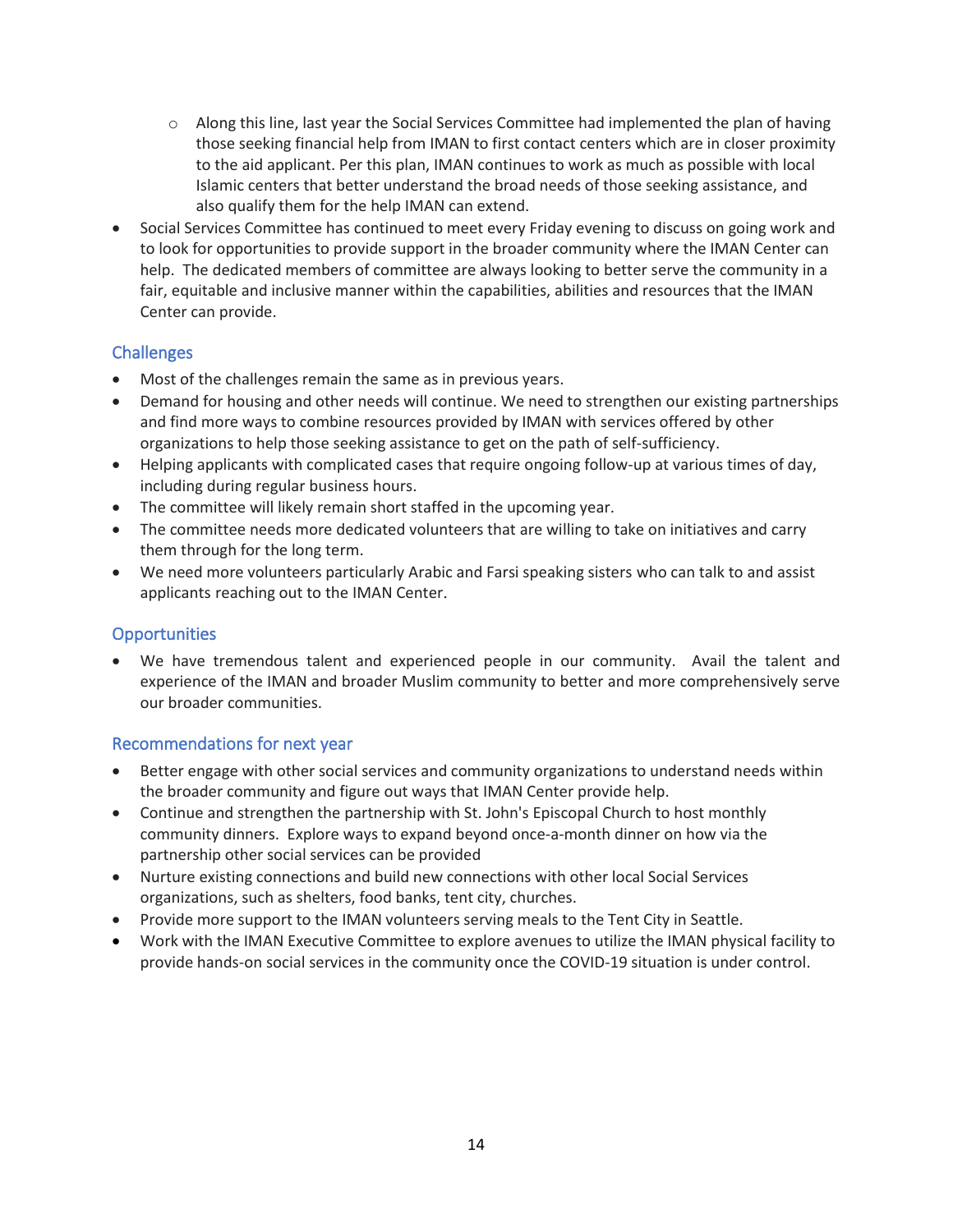- Along this line, last year the Social Services Committee had implemented the plan of having those seeking financial help from IMAN to first contact centers which are in closer proximity to the aid applicant. Per this plan, IMAN continues to work as much as possible with local Islamic centers that better understand the broad needs of those seeking assistance, and also qualify them for the help IMAN can extend.
- Social Services Committee has continued to meet every Friday evening to discuss on going work and to look for opportunities to provide support in the broader community where the IMAN Center can help. The dedicated members of committee are always looking to better serve the community in a fair, equitable and inclusive manner within the capabilities, abilities and resources that the IMAN Center can provide.

### Challenges

- Most of the challenges remain the same as in previous years.
- Demand for housing and other needs will continue. We need to strengthen our existing partnerships and find more ways to combine resources provided by IMAN with services offered by other organizations to help those seeking assistance to get on the path of self-sufficiency.
- Helping applicants with complicated cases that require ongoing follow-up at various times of day, including during regular business hours.
- The committee will likely remain short staffed in the upcoming year.
- The committee needs more dedicated volunteers that are willing to take on initiatives and carry them through for the long term.
- We need more volunteers particularly Arabic and Farsi speaking sisters who can talk to and assist applicants reaching out to the IMAN Center.

### Opportunities

- We have tremendous talent and experienced people in our community. Avail the talent and experience of the IMAN and broader Muslim community to better and more comprehensively serve our broader communities.

### Recommendations for next year

- Better engage with other social services and community organizations to understand needs within the broader community and figure out ways that IMAN Center provide help.
- Continue and strengthen the partnership with St. John's Episcopal Church to host monthly community dinners. Explore ways to expand beyond once-a-month dinner on how via the partnership other social services can be provided
- Nurture existing connections and build new connections with other local Social Services organizations, such as shelters, food banks, tent city, churches.
- Provide more support to the IMAN volunteers serving meals to the Tent City in Seattle.
- Work with the IMAN Executive Committee to explore avenues to utilize the IMAN physical facility to provide hands-on social services in the community once the COVID-19 situation is under control.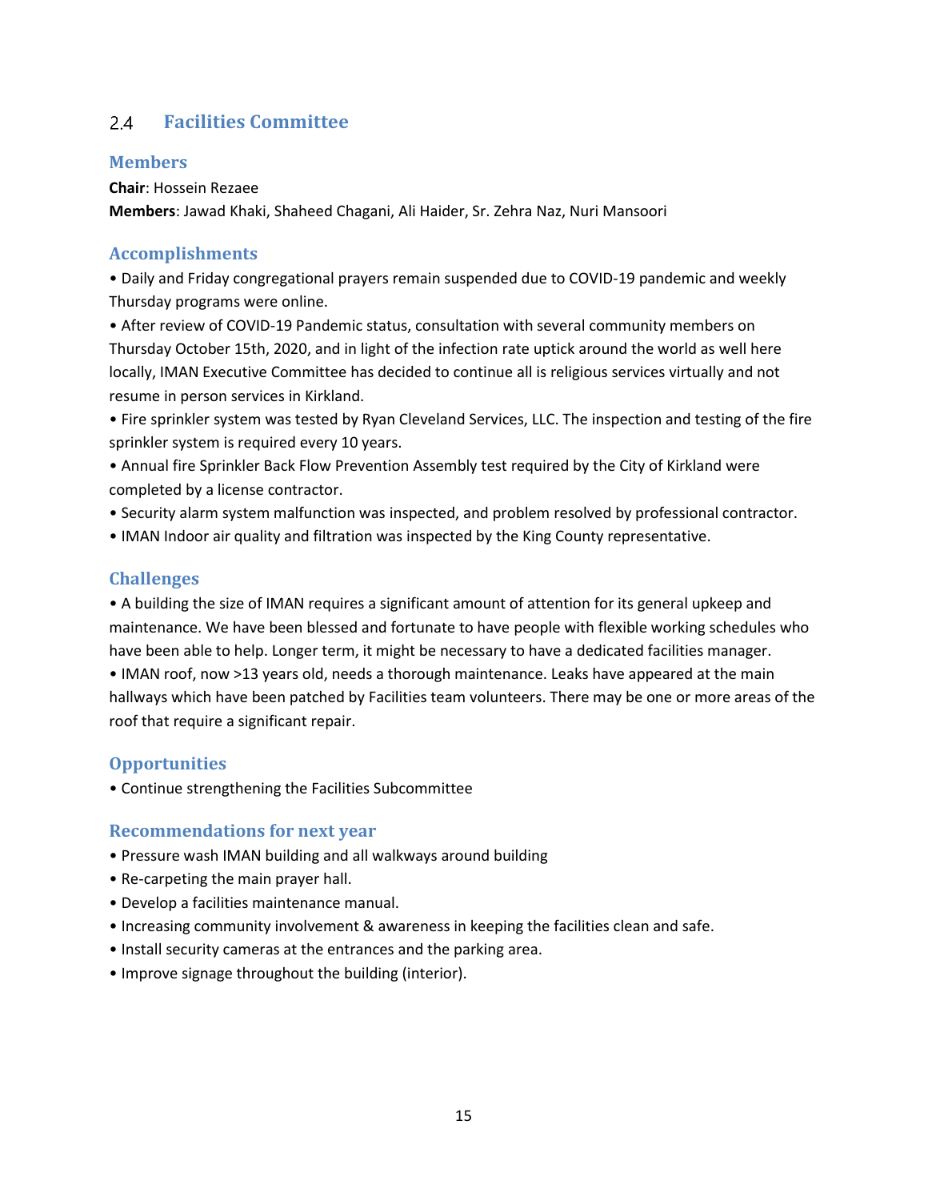## 2.4 Facilities Committee

### Members

**Chair**: Hossein Rezaee
**Members**: Jawad Khaki, Shaheed Chagani, Ali Haider, Sr. Zehra Naz, Nuri Mansoori

### Accomplishments

- Daily and Friday congregational prayers remain suspended due to COVID-19 pandemic and weekly Thursday programs were online.
- After review of COVID-19 Pandemic status, consultation with several community members on Thursday October 15th, 2020, and in light of the infection rate uptick around the world as well here locally, IMAN Executive Committee has decided to continue all is religious services virtually and not resume in person services in Kirkland.
- Fire sprinkler system was tested by Ryan Cleveland Services, LLC. The inspection and testing of the fire sprinkler system is required every 10 years.
- Annual fire Sprinkler Back Flow Prevention Assembly test required by the City of Kirkland were completed by a license contractor.
- Security alarm system malfunction was inspected, and problem resolved by professional contractor.
- IMAN Indoor air quality and filtration was inspected by the King County representative.

### Challenges

- A building the size of IMAN requires a significant amount of attention for its general upkeep and maintenance. We have been blessed and fortunate to have people with flexible working schedules who have been able to help. Longer term, it might be necessary to have a dedicated facilities manager.
- IMAN roof, now >13 years old, needs a thorough maintenance. Leaks have appeared at the main hallways which have been patched by Facilities team volunteers. There may be one or more areas of the roof that require a significant repair.

### Opportunities

- Continue strengthening the Facilities Subcommittee

### Recommendations for next year

- Pressure wash IMAN building and all walkways around building
- Re-carpeting the main prayer hall.
- Develop a facilities maintenance manual.
- Increasing community involvement & awareness in keeping the facilities clean and safe.
- Install security cameras at the entrances and the parking area.
- Improve signage throughout the building (interior).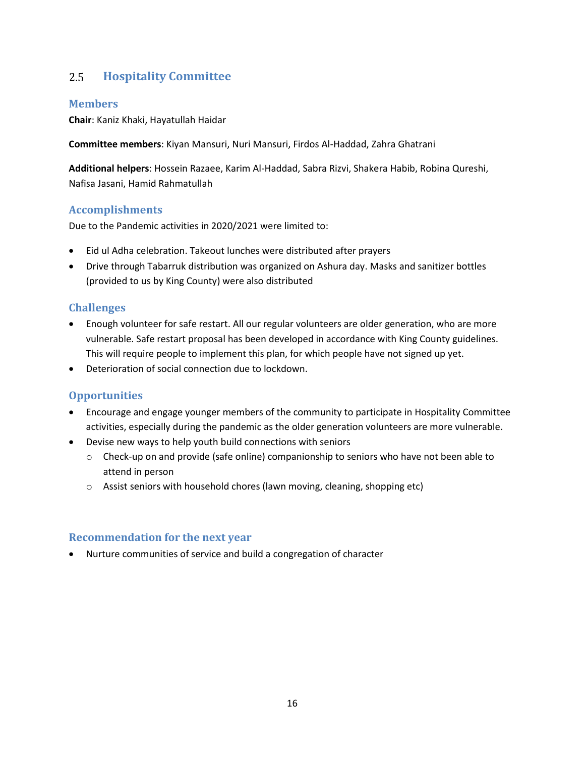## 2.5 Hospitality Committee

### Members

**Chair**: Kaniz Khaki, Hayatullah Haidar

**Committee members**: Kiyan Mansuri, Nuri Mansuri, Firdos Al-Haddad, Zahra Ghatrani

**Additional helpers**: Hossein Razaee, Karim Al-Haddad, Sabra Rizvi, Shakera Habib, Robina Qureshi, Nafisa Jasani, Hamid Rahmatullah

### Accomplishments

Due to the Pandemic activities in 2020/2021 were limited to:

- Eid ul Adha celebration. Takeout lunches were distributed after prayers
- Drive through Tabarruk distribution was organized on Ashura day. Masks and sanitizer bottles (provided to us by King County) were also distributed

### Challenges

- Enough volunteer for safe restart. All our regular volunteers are older generation, who are more vulnerable. Safe restart proposal has been developed in accordance with King County guidelines. This will require people to implement this plan, for which people have not signed up yet.
- Deterioration of social connection due to lockdown.

### Opportunities

- Encourage and engage younger members of the community to participate in Hospitality Committee activities, especially during the pandemic as the older generation volunteers are more vulnerable.
- Devise new ways to help youth build connections with seniors
  - Check-up on and provide (safe online) companionship to seniors who have not been able to attend in person
  - Assist seniors with household chores (lawn moving, cleaning, shopping etc)

### Recommendation for the next year

- Nurture communities of service and build a congregation of character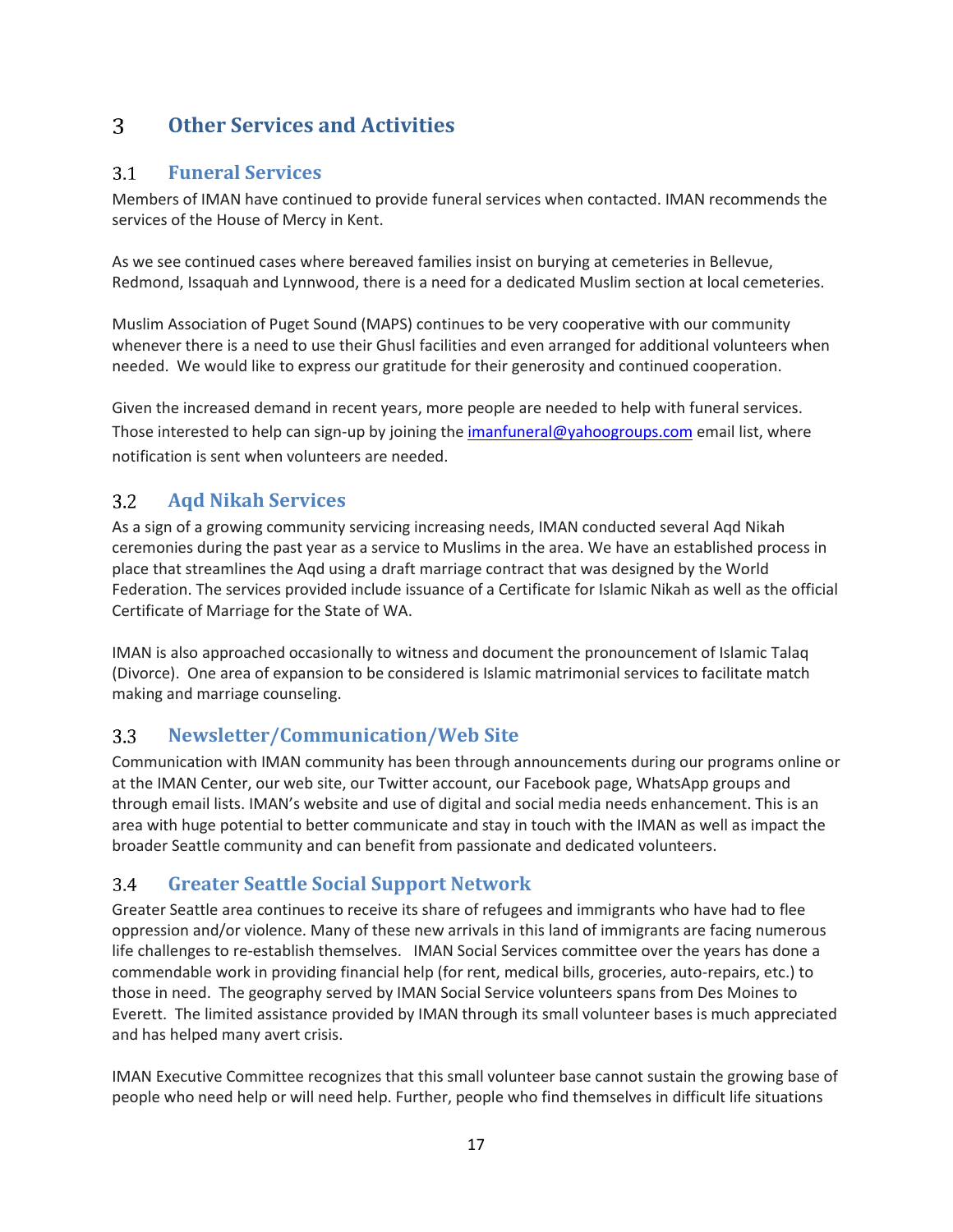# 3 Other Services and Activities

## 3.1 Funeral Services

Members of IMAN have continued to provide funeral services when contacted. IMAN recommends the services of the House of Mercy in Kent.

As we see continued cases where bereaved families insist on burying at cemeteries in Bellevue, Redmond, Issaquah and Lynnwood, there is a need for a dedicated Muslim section at local cemeteries.

Muslim Association of Puget Sound (MAPS) continues to be very cooperative with our community whenever there is a need to use their Ghusl facilities and even arranged for additional volunteers when needed. We would like to express our gratitude for their generosity and continued cooperation.

Given the increased demand in recent years, more people are needed to help with funeral services. Those interested to help can sign-up by joining the imanfuneral@yahoogroups.com email list, where notification is sent when volunteers are needed.

## 3.2 Aqd Nikah Services

As a sign of a growing community servicing increasing needs, IMAN conducted several Aqd Nikah ceremonies during the past year as a service to Muslims in the area. We have an established process in place that streamlines the Aqd using a draft marriage contract that was designed by the World Federation. The services provided include issuance of a Certificate for Islamic Nikah as well as the official Certificate of Marriage for the State of WA.

IMAN is also approached occasionally to witness and document the pronouncement of Islamic Talaq (Divorce). One area of expansion to be considered is Islamic matrimonial services to facilitate match making and marriage counseling.

## 3.3 Newsletter/Communication/Web Site

Communication with IMAN community has been through announcements during our programs online or at the IMAN Center, our web site, our Twitter account, our Facebook page, WhatsApp groups and through email lists. IMAN's website and use of digital and social media needs enhancement. This is an area with huge potential to better communicate and stay in touch with the IMAN as well as impact the broader Seattle community and can benefit from passionate and dedicated volunteers.

## 3.4 Greater Seattle Social Support Network

Greater Seattle area continues to receive its share of refugees and immigrants who have had to flee oppression and/or violence. Many of these new arrivals in this land of immigrants are facing numerous life challenges to re-establish themselves. IMAN Social Services committee over the years has done a commendable work in providing financial help (for rent, medical bills, groceries, auto-repairs, etc.) to those in need. The geography served by IMAN Social Service volunteers spans from Des Moines to Everett. The limited assistance provided by IMAN through its small volunteer bases is much appreciated and has helped many avert crisis.

IMAN Executive Committee recognizes that this small volunteer base cannot sustain the growing base of people who need help or will need help. Further, people who find themselves in difficult life situations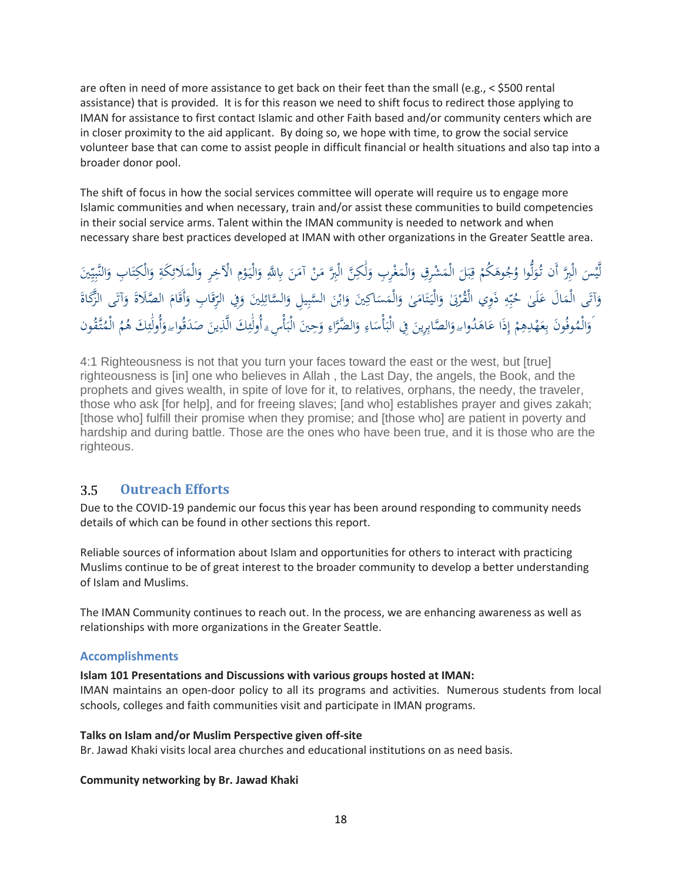are often in need of more assistance to get back on their feet than the small (e.g., < $500 rental assistance) that is provided. It is for this reason we need to shift focus to redirect those applying to IMAN for assistance to first contact Islamic and other Faith based and/or community centers which are in closer proximity to the aid applicant. By doing so, we hope with time, to grow the social service volunteer base that can come to assist people in difficult financial or health situations and also tap into a broader donor pool.

The shift of focus in how the social services committee will operate will require us to engage more Islamic communities and when necessary, train and/or assist these communities to build competencies in their social service arms. Talent within the IMAN community is needed to network and when necessary share best practices developed at IMAN with other organizations in the Greater Seattle area.

لَّيْسَ الْبِرَّ أَن تُوَلُّوا وُجُوهَكُمْ قِبَلَ الْمَشْرِقِ وَالْمَغْرِبِ وَلَٰكِنَّ الْبِرَّ مَنْ آمَنَ بِاللَّهِ وَالْيَوْمِ الْآخِرِ وَالْمَلَائِكَةِ وَالْكِتَابِ وَالنَّبِيِّينَ وَآتَى الْمَالَ عَلَىٰ حُبِّهِ ذَوِي الْقُرْبَىٰ وَالْيَتَامَىٰ وَالْمَسَاكِينَ وَابْنَ السَّبِيلِ وَالسَّائِلِينَ وَفِي الرِّقَابِ وَأَقَامَ الصَّلَاةَ وَآتَى الزَّكَاةَ وَالْمُوفُونَ بِعَهْدِهِمْ إِذَا عَاهَدُوا ۖ وَالصَّابِرِينَ فِي الْبَأْسَاءِ وَالضَّرَّاءِ وَحِينَ الْبَأْسِ ۗ أُولَٰئِكَ الَّذِينَ صَدَقُوا ۖ وَأُولَٰئِكَ هُمُ الْمُتَّقُون

4:1 Righteousness is not that you turn your faces toward the east or the west, but [true] righteousness is [in] one who believes in Allah , the Last Day, the angels, the Book, and the prophets and gives wealth, in spite of love for it, to relatives, orphans, the needy, the traveler, those who ask [for help], and for freeing slaves; [and who] establishes prayer and gives zakah; [those who] fulfill their promise when they promise; and [those who] are patient in poverty and hardship and during battle. Those are the ones who have been true, and it is those who are the righteous.

## 3.5 Outreach Efforts

Due to the COVID-19 pandemic our focus this year has been around responding to community needs details of which can be found in other sections this report.

Reliable sources of information about Islam and opportunities for others to interact with practicing Muslims continue to be of great interest to the broader community to develop a better understanding of Islam and Muslims.

The IMAN Community continues to reach out. In the process, we are enhancing awareness as well as relationships with more organizations in the Greater Seattle.

### Accomplishments

**Islam 101 Presentations and Discussions with various groups hosted at IMAN:**
IMAN maintains an open-door policy to all its programs and activities. Numerous students from local schools, colleges and faith communities visit and participate in IMAN programs.

**Talks on Islam and/or Muslim Perspective given off-site**
Br. Jawad Khaki visits local area churches and educational institutions on as need basis.

**Community networking by Br. Jawad Khaki**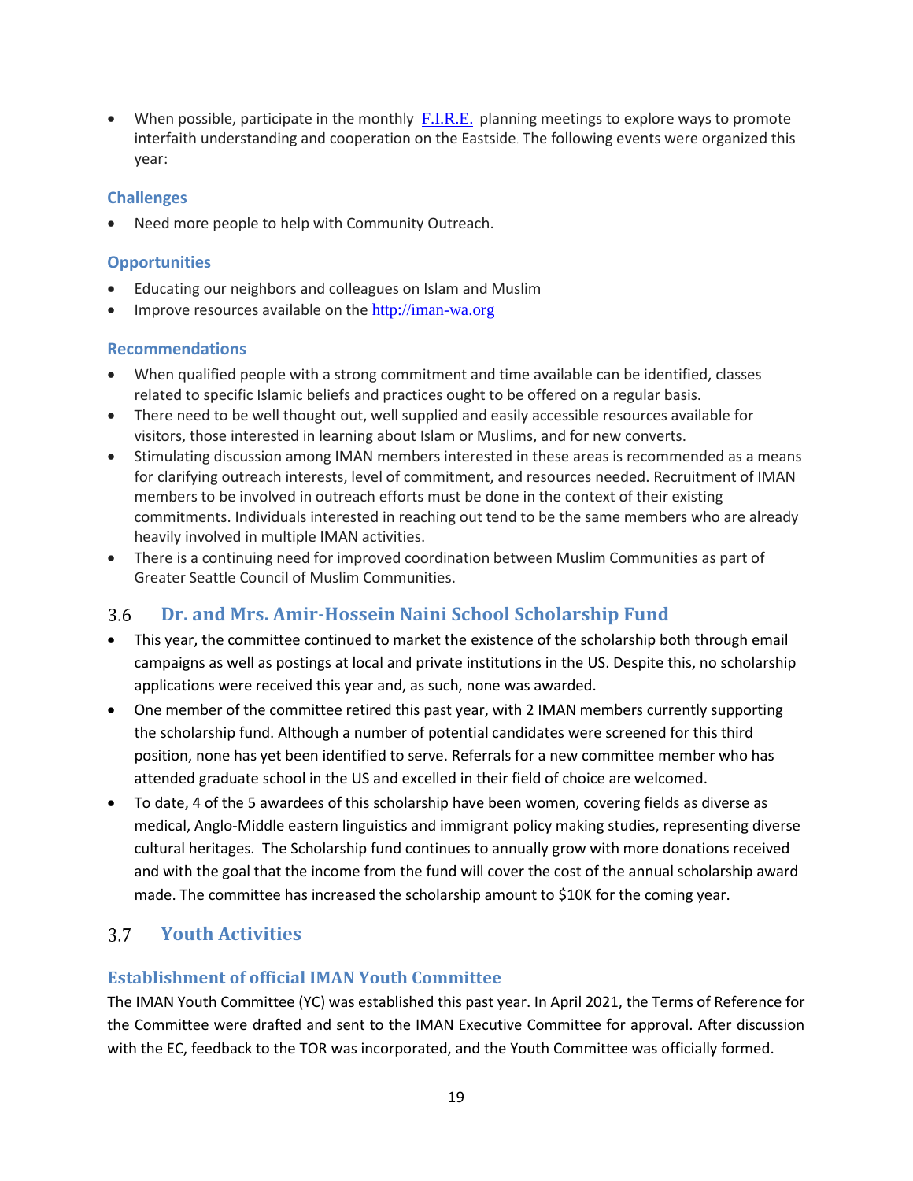- When possible, participate in the monthly [F.I.R.E.](F.I.R.E.) planning meetings to explore ways to promote interfaith understanding and cooperation on the Eastside. The following events were organized this year:

### Challenges

- Need more people to help with Community Outreach.

### Opportunities

- Educating our neighbors and colleagues on Islam and Muslim
- Improve resources available on the [http://iman-wa.org](http://iman-wa.org)

### Recommendations

- When qualified people with a strong commitment and time available can be identified, classes related to specific Islamic beliefs and practices ought to be offered on a regular basis.
- There need to be well thought out, well supplied and easily accessible resources available for visitors, those interested in learning about Islam or Muslims, and for new converts.
- Stimulating discussion among IMAN members interested in these areas is recommended as a means for clarifying outreach interests, level of commitment, and resources needed. Recruitment of IMAN members to be involved in outreach efforts must be done in the context of their existing commitments. Individuals interested in reaching out tend to be the same members who are already heavily involved in multiple IMAN activities.
- There is a continuing need for improved coordination between Muslim Communities as part of Greater Seattle Council of Muslim Communities.

## 3.6 Dr. and Mrs. Amir-Hossein Naini School Scholarship Fund

- This year, the committee continued to market the existence of the scholarship both through email campaigns as well as postings at local and private institutions in the US. Despite this, no scholarship applications were received this year and, as such, none was awarded.
- One member of the committee retired this past year, with 2 IMAN members currently supporting the scholarship fund. Although a number of potential candidates were screened for this third position, none has yet been identified to serve. Referrals for a new committee member who has attended graduate school in the US and excelled in their field of choice are welcomed.
- To date, 4 of the 5 awardees of this scholarship have been women, covering fields as diverse as medical, Anglo-Middle eastern linguistics and immigrant policy making studies, representing diverse cultural heritages. The Scholarship fund continues to annually grow with more donations received and with the goal that the income from the fund will cover the cost of the annual scholarship award made. The committee has increased the scholarship amount to $10K for the coming year.

## 3.7 Youth Activities

### Establishment of official IMAN Youth Committee

The IMAN Youth Committee (YC) was established this past year. In April 2021, the Terms of Reference for the Committee were drafted and sent to the IMAN Executive Committee for approval. After discussion with the EC, feedback to the TOR was incorporated, and the Youth Committee was officially formed.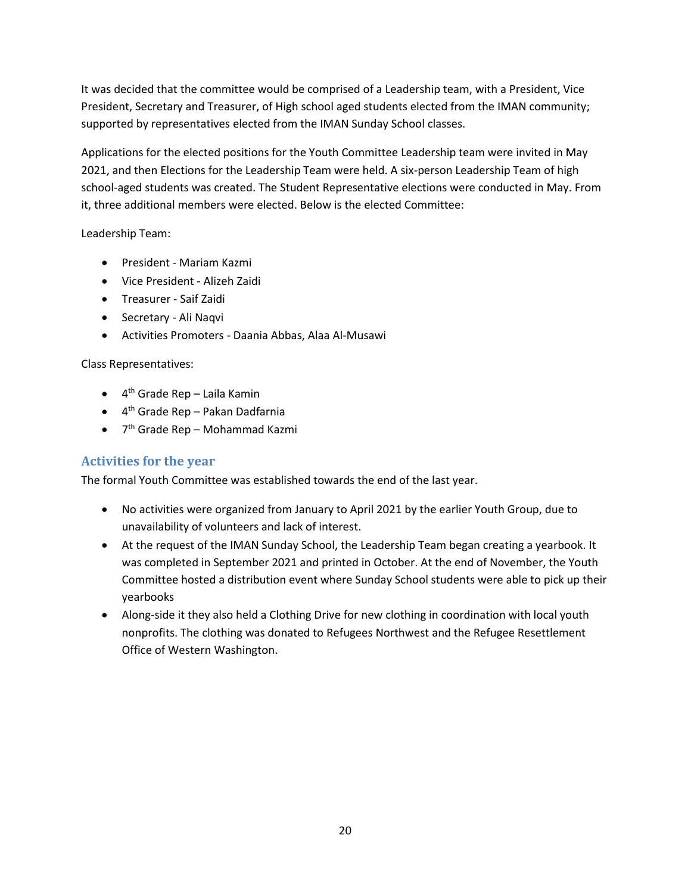It was decided that the committee would be comprised of a Leadership team, with a President, Vice President, Secretary and Treasurer, of High school aged students elected from the IMAN community; supported by representatives elected from the IMAN Sunday School classes.

Applications for the elected positions for the Youth Committee Leadership team were invited in May 2021, and then Elections for the Leadership Team were held. A six-person Leadership Team of high school-aged students was created. The Student Representative elections were conducted in May. From it, three additional members were elected. Below is the elected Committee:

Leadership Team:

- President - Mariam Kazmi
- Vice President - Alizeh Zaidi
- Treasurer - Saif Zaidi
- Secretary - Ali Naqvi
- Activities Promoters - Daania Abbas, Alaa Al-Musawi

Class Representatives:

- 4th Grade Rep – Laila Kamin
- 4th Grade Rep – Pakan Dadfarnia
- 7th Grade Rep – Mohammad Kazmi

## Activities for the year

The formal Youth Committee was established towards the end of the last year.

- No activities were organized from January to April 2021 by the earlier Youth Group, due to unavailability of volunteers and lack of interest.
- At the request of the IMAN Sunday School, the Leadership Team began creating a yearbook. It was completed in September 2021 and printed in October. At the end of November, the Youth Committee hosted a distribution event where Sunday School students were able to pick up their yearbooks
- Along-side it they also held a Clothing Drive for new clothing in coordination with local youth nonprofits. The clothing was donated to Refugees Northwest and the Refugee Resettlement Office of Western Washington.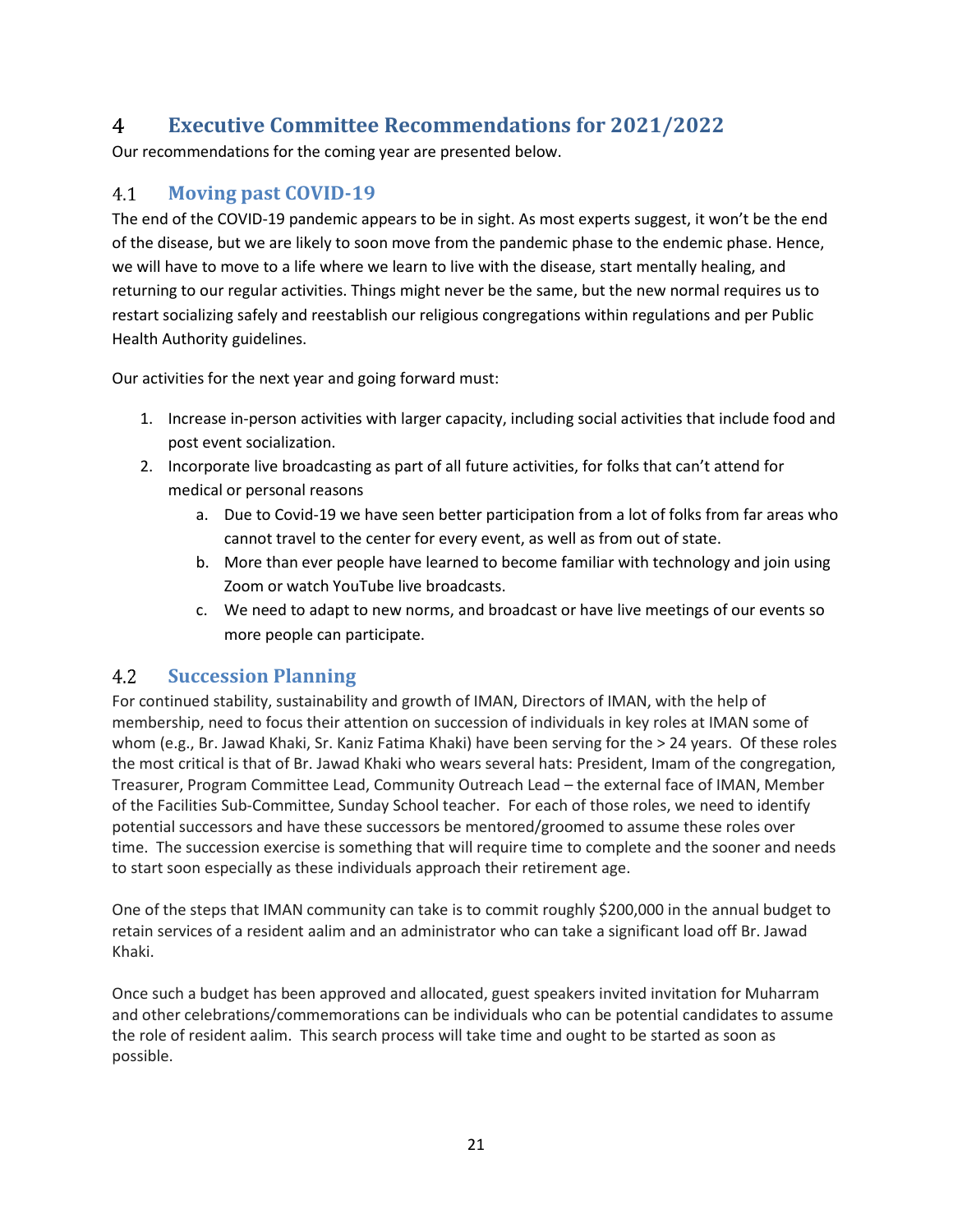# 4 Executive Committee Recommendations for 2021/2022

Our recommendations for the coming year are presented below.

## 4.1 Moving past COVID-19

The end of the COVID-19 pandemic appears to be in sight. As most experts suggest, it won't be the end of the disease, but we are likely to soon move from the pandemic phase to the endemic phase. Hence, we will have to move to a life where we learn to live with the disease, start mentally healing, and returning to our regular activities. Things might never be the same, but the new normal requires us to restart socializing safely and reestablish our religious congregations within regulations and per Public Health Authority guidelines.

Our activities for the next year and going forward must:

1. Increase in-person activities with larger capacity, including social activities that include food and post event socialization.
2. Incorporate live broadcasting as part of all future activities, for folks that can't attend for medical or personal reasons
   a. Due to Covid-19 we have seen better participation from a lot of folks from far areas who cannot travel to the center for every event, as well as from out of state.
   b. More than ever people have learned to become familiar with technology and join using Zoom or watch YouTube live broadcasts.
   c. We need to adapt to new norms, and broadcast or have live meetings of our events so more people can participate.

## 4.2 Succession Planning

For continued stability, sustainability and growth of IMAN, Directors of IMAN, with the help of membership, need to focus their attention on succession of individuals in key roles at IMAN some of whom (e.g., Br. Jawad Khaki, Sr. Kaniz Fatima Khaki) have been serving for the > 24 years. Of these roles the most critical is that of Br. Jawad Khaki who wears several hats: President, Imam of the congregation, Treasurer, Program Committee Lead, Community Outreach Lead – the external face of IMAN, Member of the Facilities Sub-Committee, Sunday School teacher. For each of those roles, we need to identify potential successors and have these successors be mentored/groomed to assume these roles over time. The succession exercise is something that will require time to complete and the sooner and needs to start soon especially as these individuals approach their retirement age.

One of the steps that IMAN community can take is to commit roughly $200,000 in the annual budget to retain services of a resident aalim and an administrator who can take a significant load off Br. Jawad Khaki.

Once such a budget has been approved and allocated, guest speakers invited invitation for Muharram and other celebrations/commemorations can be individuals who can be potential candidates to assume the role of resident aalim. This search process will take time and ought to be started as soon as possible.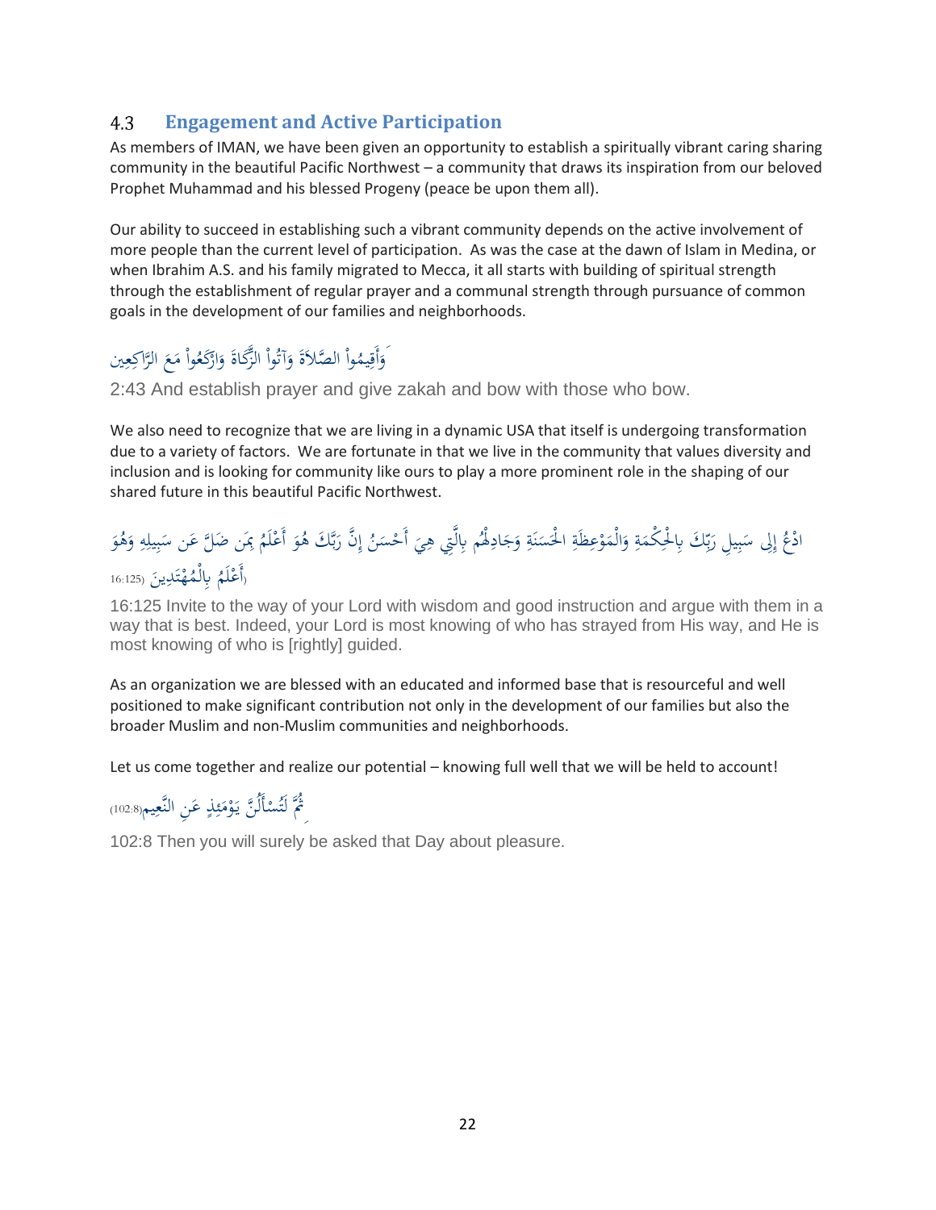## 4.3 Engagement and Active Participation

As members of IMAN, we have been given an opportunity to establish a spiritually vibrant caring sharing community in the beautiful Pacific Northwest – a community that draws its inspiration from our beloved Prophet Muhammad and his blessed Progeny (peace be upon them all).

Our ability to succeed in establishing such a vibrant community depends on the active involvement of more people than the current level of participation. As was the case at the dawn of Islam in Medina, or when Ibrahim A.S. and his family migrated to Mecca, it all starts with building of spiritual strength through the establishment of regular prayer and a communal strength through pursuance of common goals in the development of our families and neighborhoods.

وَأَقِيمُواْ الصَّلاَةَ وَآتُواْ الزَّكَاةَ وَارْكَعُواْ مَعَ الرَّاكِعِين

2:43 And establish prayer and give zakah and bow with those who bow.

We also need to recognize that we are living in a dynamic USA that itself is undergoing transformation due to a variety of factors. We are fortunate in that we live in the community that values diversity and inclusion and is looking for community like ours to play a more prominent role in the shaping of our shared future in this beautiful Pacific Northwest.

ادْعُ إِلَى سَبِيلِ رَبِّكَ بِالْحِكْمَةِ وَالْمَوْعِظَةِ الْحَسَنَةِ وَجَادِلْهُم بِالَّتِي هِيَ أَحْسَنُ إِنَّ رَبَّكَ هُوَ أَعْلَمُ بِمَن ضَلَّ عَن سَبِيلِهِ وَهُوَ أَعْلَمُ بِالْمُهْتَدِينَ (16:125)

16:125 Invite to the way of your Lord with wisdom and good instruction and argue with them in a way that is best. Indeed, your Lord is most knowing of who has strayed from His way, and He is most knowing of who is [rightly] guided.

As an organization we are blessed with an educated and informed base that is resourceful and well positioned to make significant contribution not only in the development of our families but also the broader Muslim and non-Muslim communities and neighborhoods.

Let us come together and realize our potential – knowing full well that we will be held to account!

ثُمَّ لَتُسْأَلُنَّ يَوْمَئِذٍ عَنِ النَّعِيم(102:8)

102:8 Then you will surely be asked that Day about pleasure.